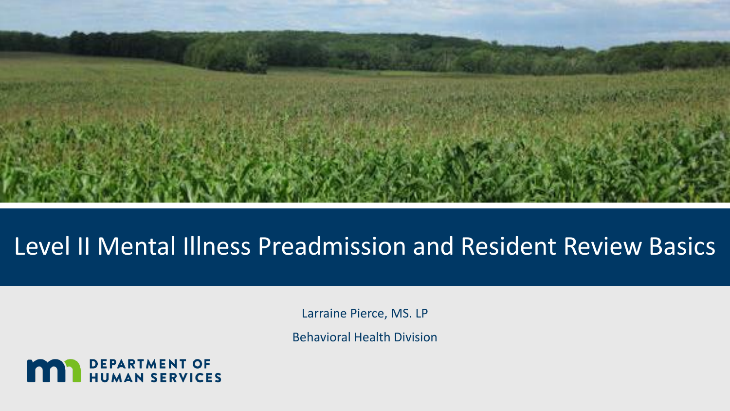# Level II Mental Illness Preadmission and Resident Review Basics

Larraine Pierce, MS. LP

Behavioral Health Division

DEPARTMENT OF HUMAN SERVICES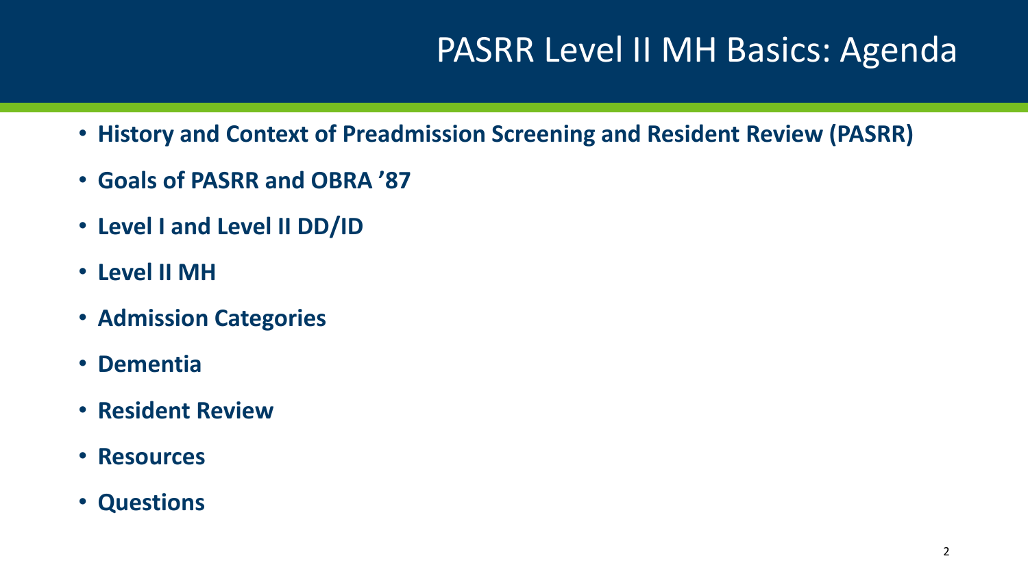# PASRR Level II MH Basics: Agenda

- **History and Context of Preadmission Screening and Resident Review (PASRR)**
- **Goals of PASRR and OBRA ’87**
- **Level I and Level II DD/ID**
- **Level II MH**
- **Admission Categories**
- **Dementia**
- **Resident Review**
- **Resources**
- **Questions**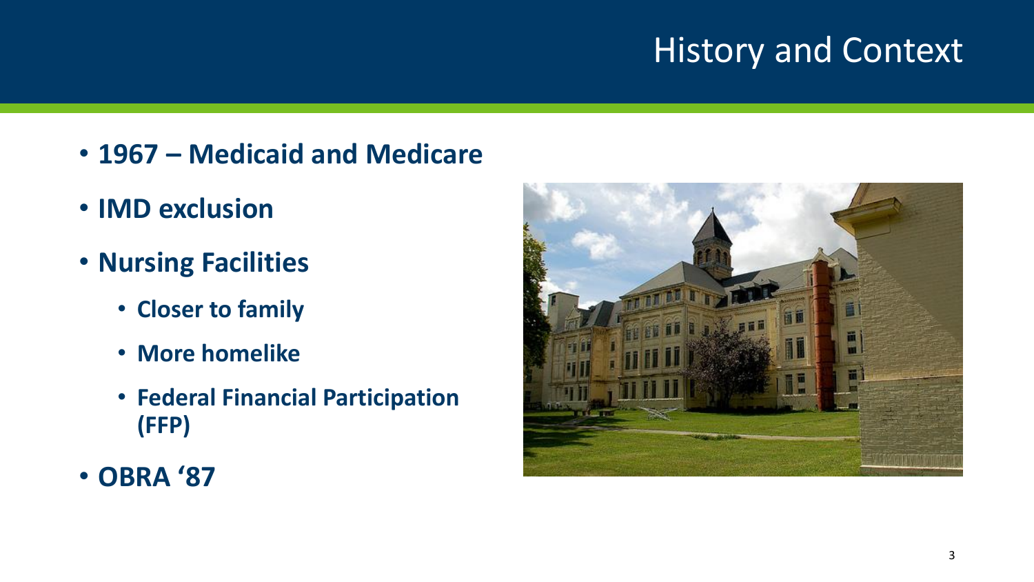# History and Context

- 1967 – Medicaid and Medicare
- IMD exclusion
- Nursing Facilities
  - Closer to family
  - More homelike
  - Federal Financial Participation (FFP)
- OBRA '87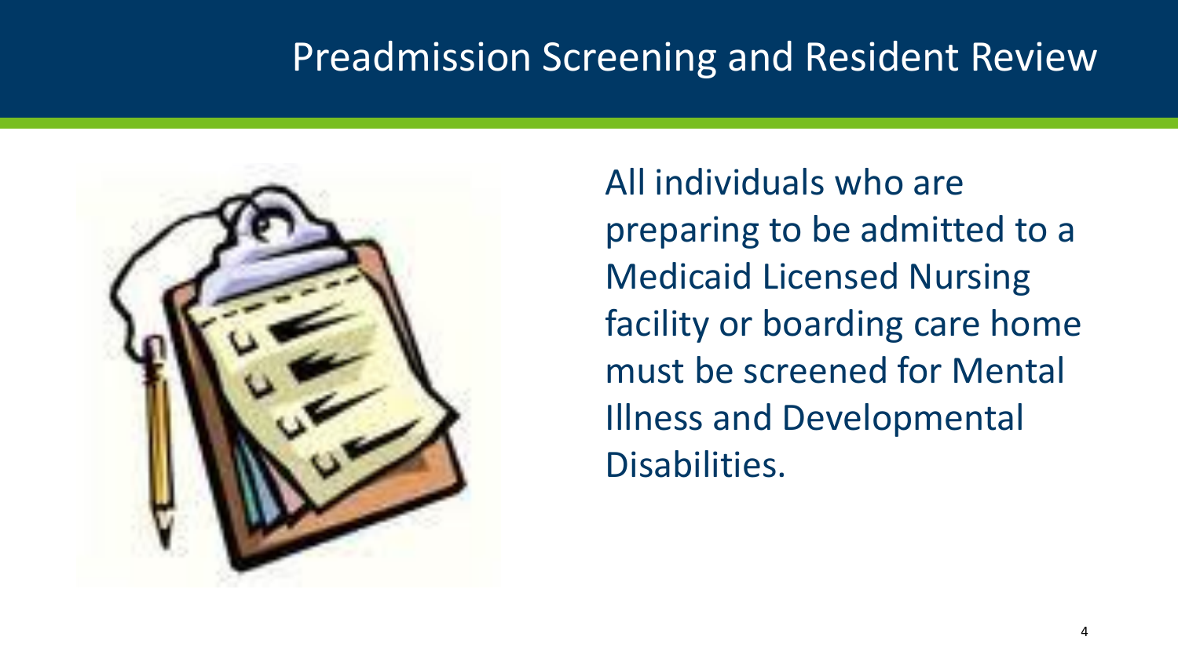# Preadmission Screening and Resident Review

All individuals who are preparing to be admitted to a Medicaid Licensed Nursing facility or boarding care home must be screened for Mental Illness and Developmental Disabilities.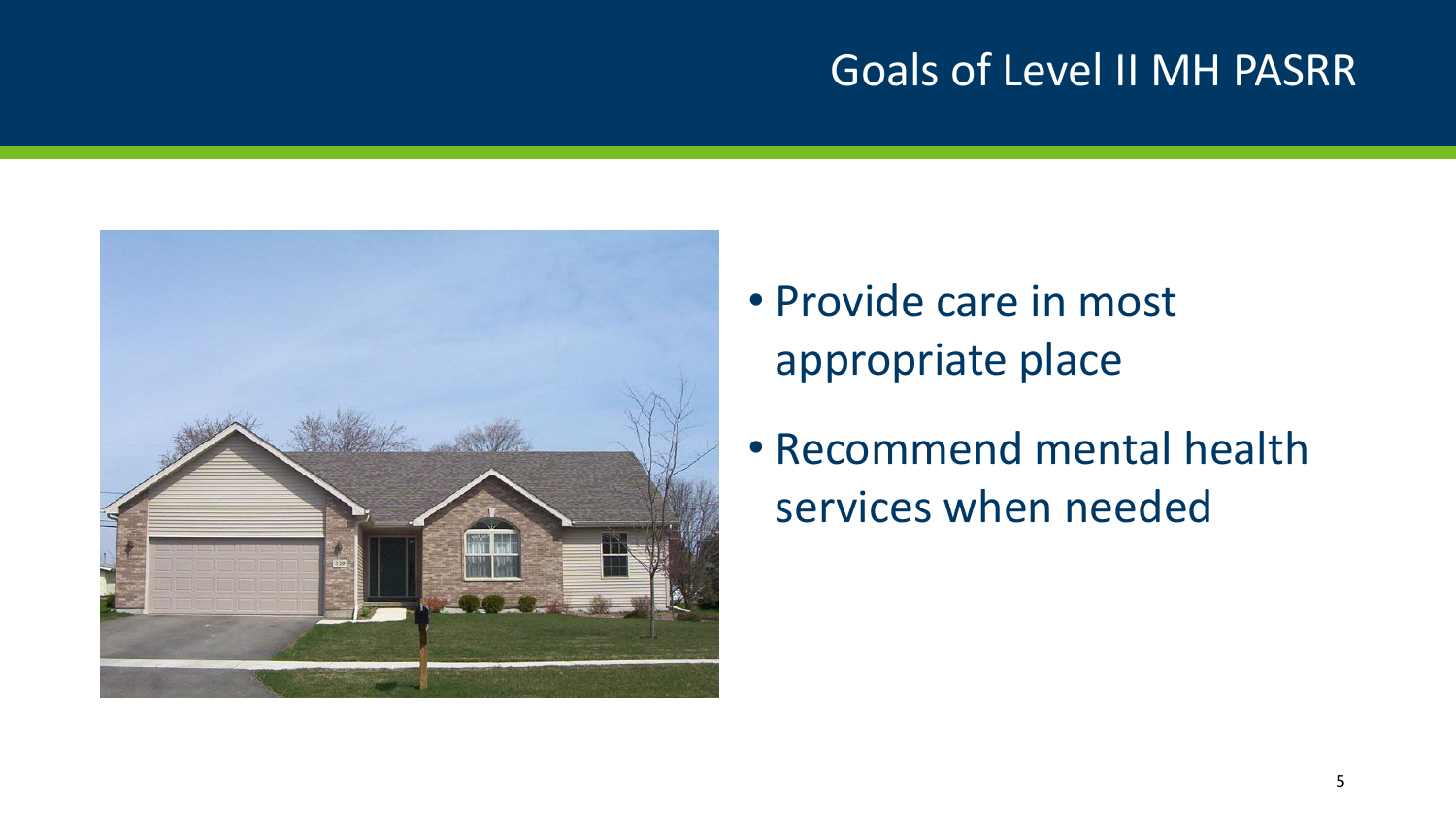# Goals of Level II MH PASRR

- Provide care in most appropriate place
- Recommend mental health services when needed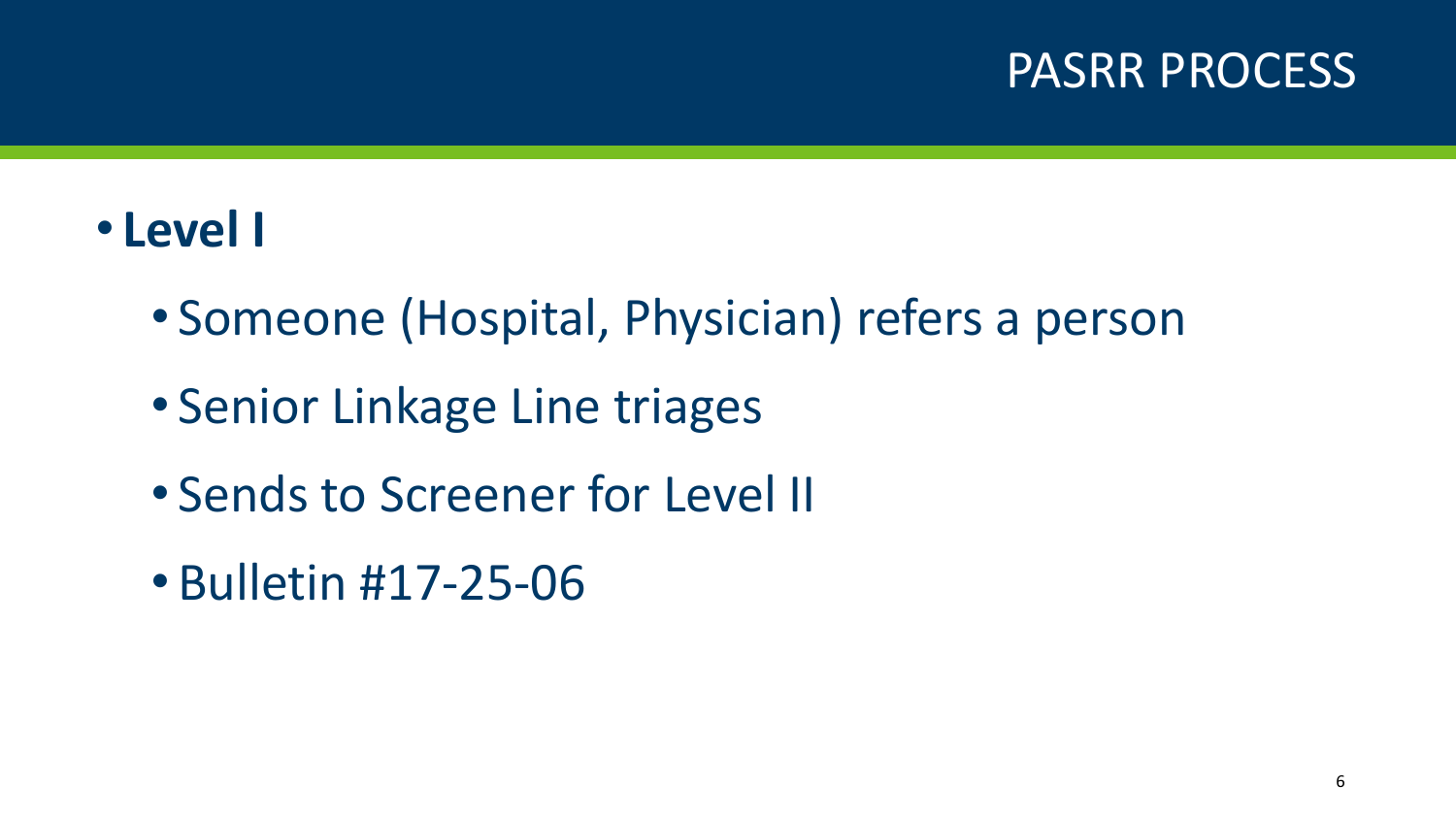# PASRR PROCESS

- **Level I**
  - Someone (Hospital, Physician) refers a person
  - Senior Linkage Line triages
  - Sends to Screener for Level II
  - Bulletin #17-25-06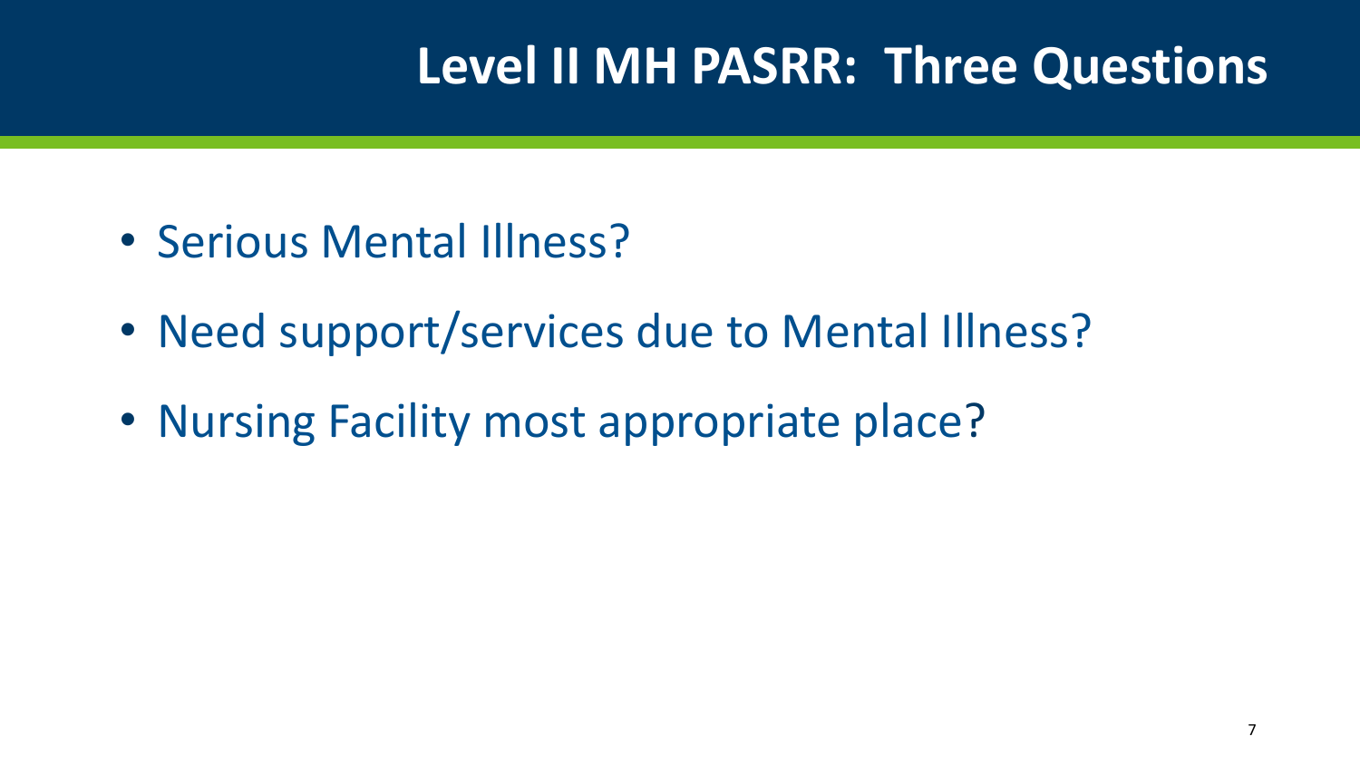# Level II MH PASRR:  Three Questions

- Serious Mental Illness?
- Need support/services due to Mental Illness?
- Nursing Facility most appropriate place?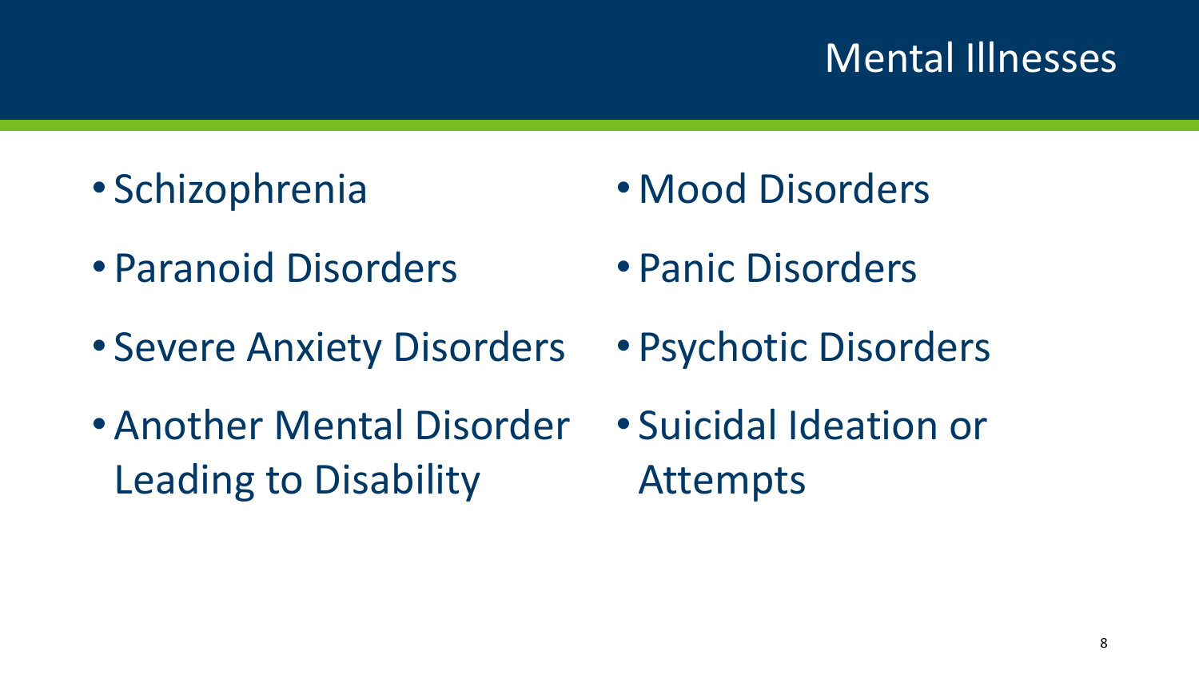# Mental Illnesses

- Schizophrenia
- Paranoid Disorders
- Severe Anxiety Disorders
- Another Mental Disorder Leading to Disability
- Mood Disorders
- Panic Disorders
- Psychotic Disorders
- Suicidal Ideation or Attempts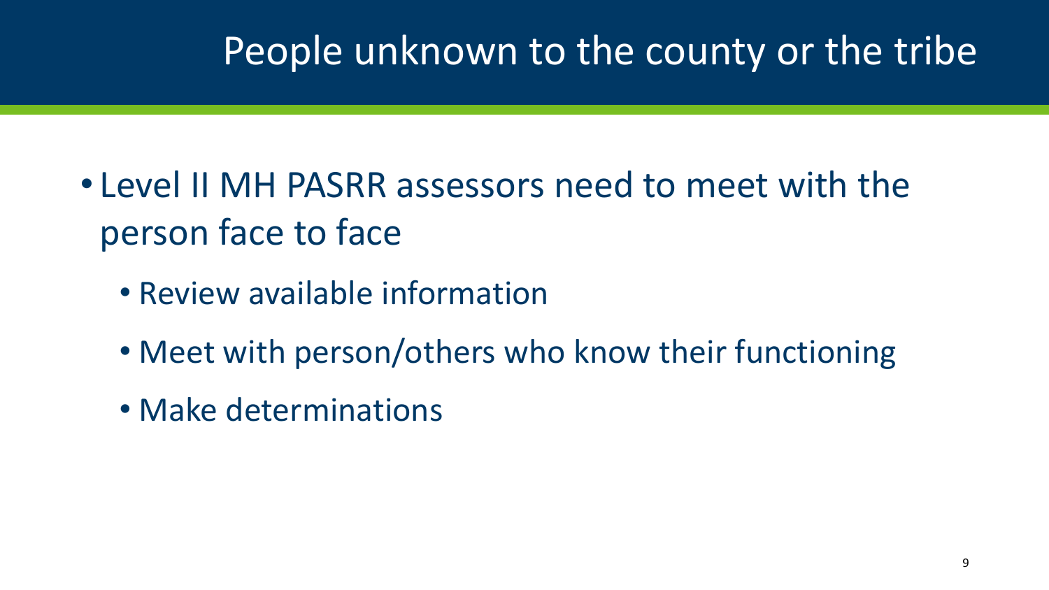# People unknown to the county or the tribe

- Level II MH PASRR assessors need to meet with the person face to face
  - Review available information
  - Meet with person/others who know their functioning
  - Make determinations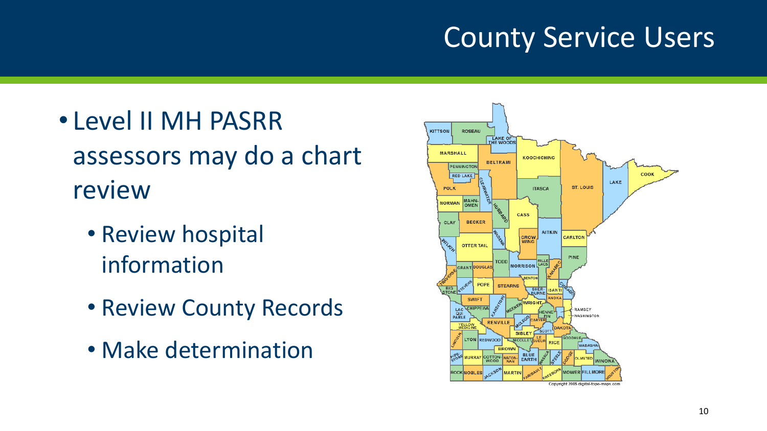# County Service Users

- Level II MH PASRR assessors may do a chart review
  - Review hospital information
  - Review County Records
  - Make determination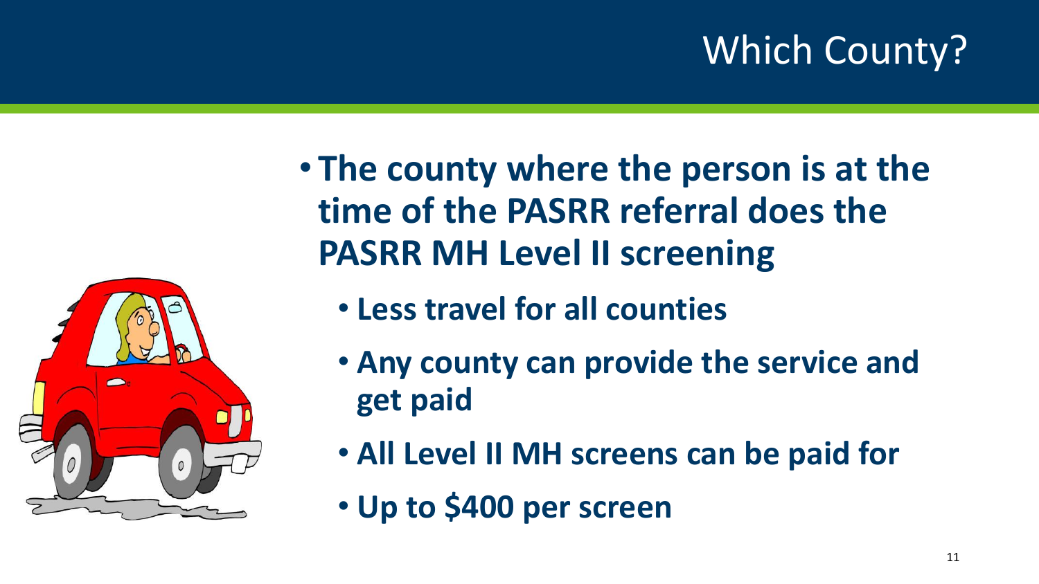# Which County?

- **The county where the person is at the time of the PASRR referral does the PASRR MH Level II screening**
  - **Less travel for all counties**
  - **Any county can provide the service and get paid**
  - **All Level II MH screens can be paid for**
  - **Up to $400 per screen**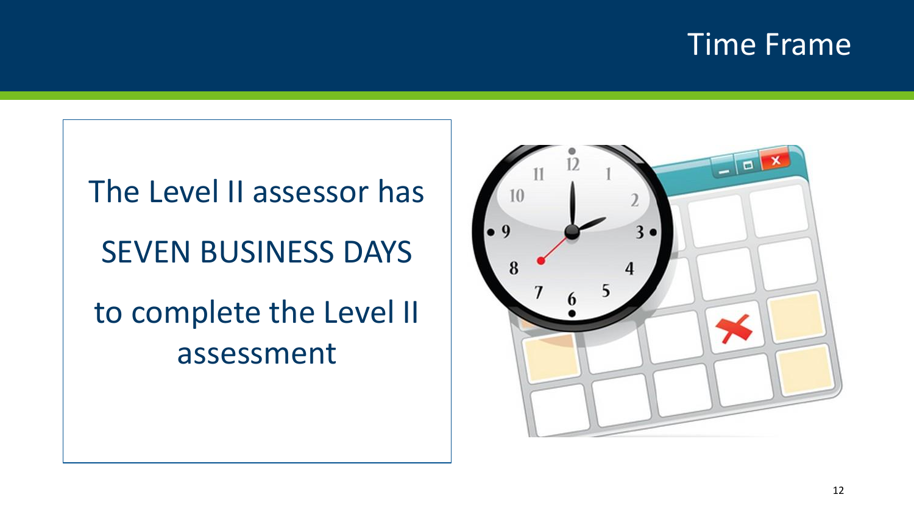# Time Frame

The Level II assessor has

SEVEN BUSINESS DAYS

to complete the Level II assessment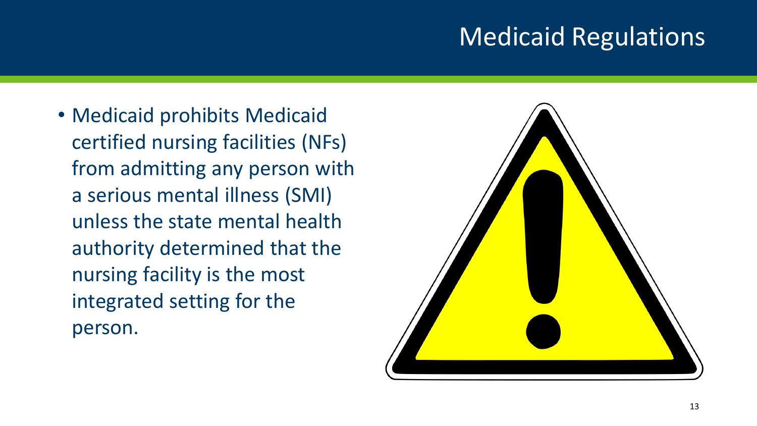# Medicaid Regulations

- Medicaid prohibits Medicaid certified nursing facilities (NFs) from admitting any person with a serious mental illness (SMI) unless the state mental health authority determined that the nursing facility is the most integrated setting for the person.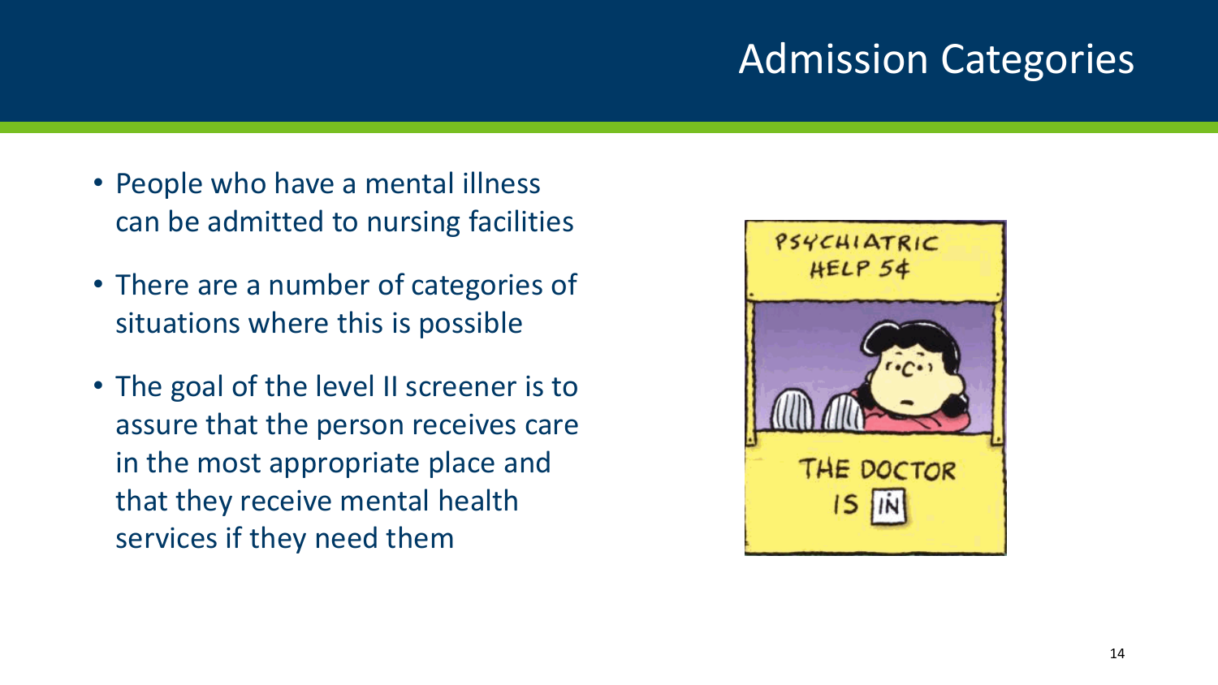# Admission Categories

- People who have a mental illness can be admitted to nursing facilities
- There are a number of categories of situations where this is possible
- The goal of the level II screener is to assure that the person receives care in the most appropriate place and that they receive mental health services if they need them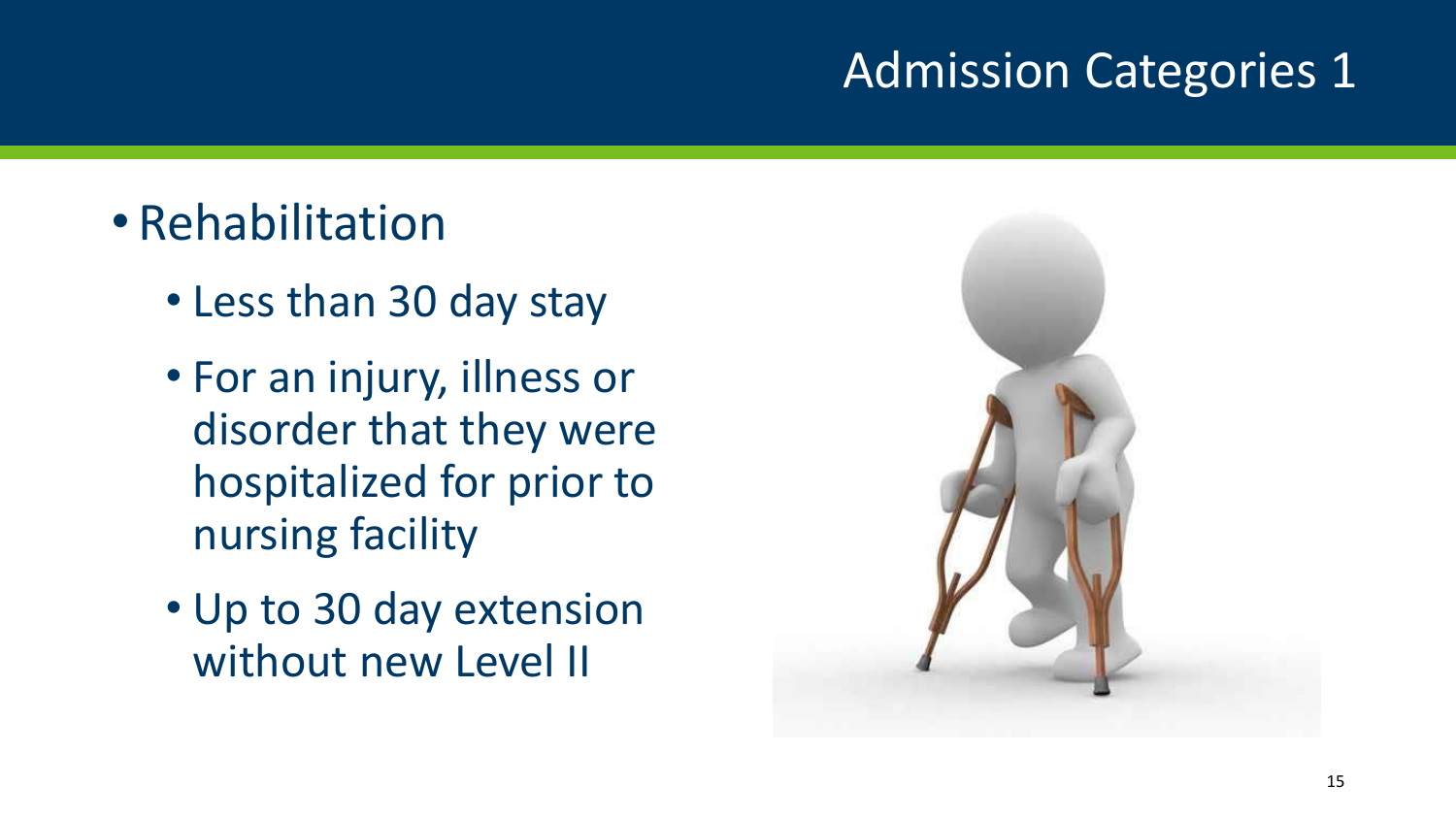# Admission Categories 1

- Rehabilitation
  - Less than 30 day stay
  - For an injury, illness or disorder that they were hospitalized for prior to nursing facility
  - Up to 30 day extension without new Level II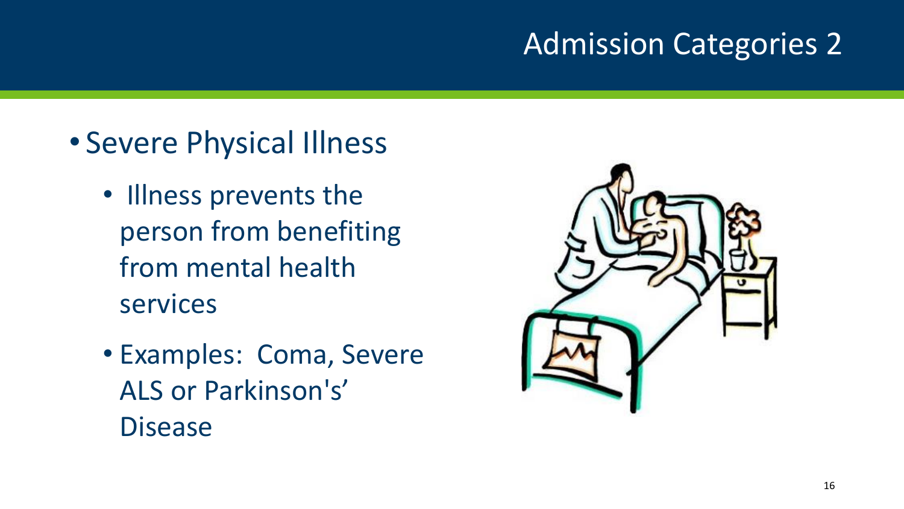# Admission Categories 2

- Severe Physical Illness
  - Illness prevents the person from benefiting from mental health services
  - Examples: Coma, Severe ALS or Parkinson's' Disease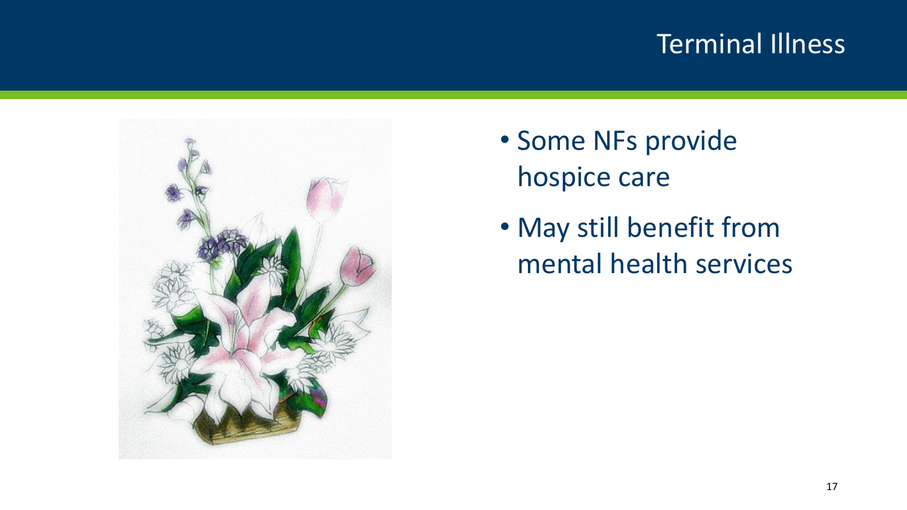# Terminal Illness

- Some NFs provide hospice care
- May still benefit from mental health services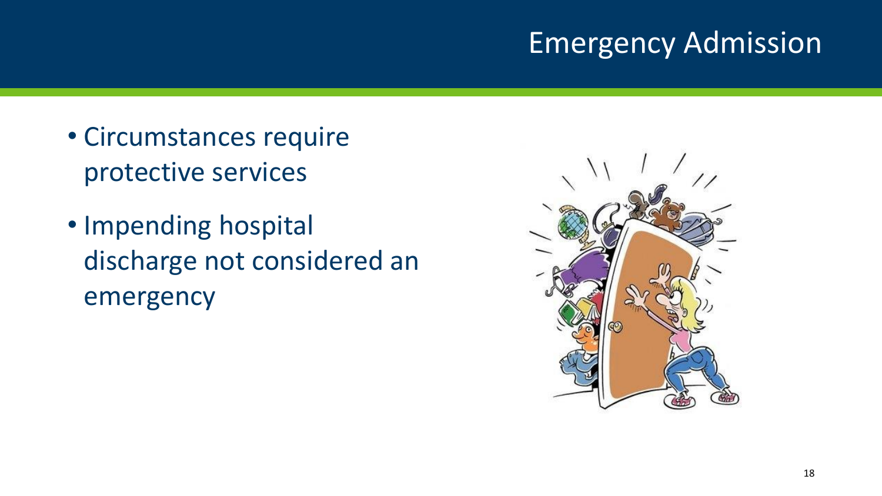# Emergency Admission

- Circumstances require protective services
- Impending hospital discharge not considered an emergency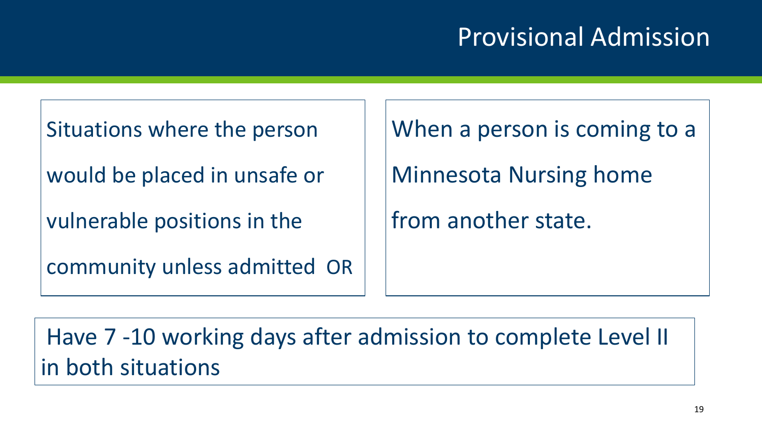# Provisional Admission

Situations where the person would be placed in unsafe or vulnerable positions in the community unless admitted OR

When a person is coming to a Minnesota Nursing home from another state.

Have 7 -10 working days after admission to complete Level II in both situations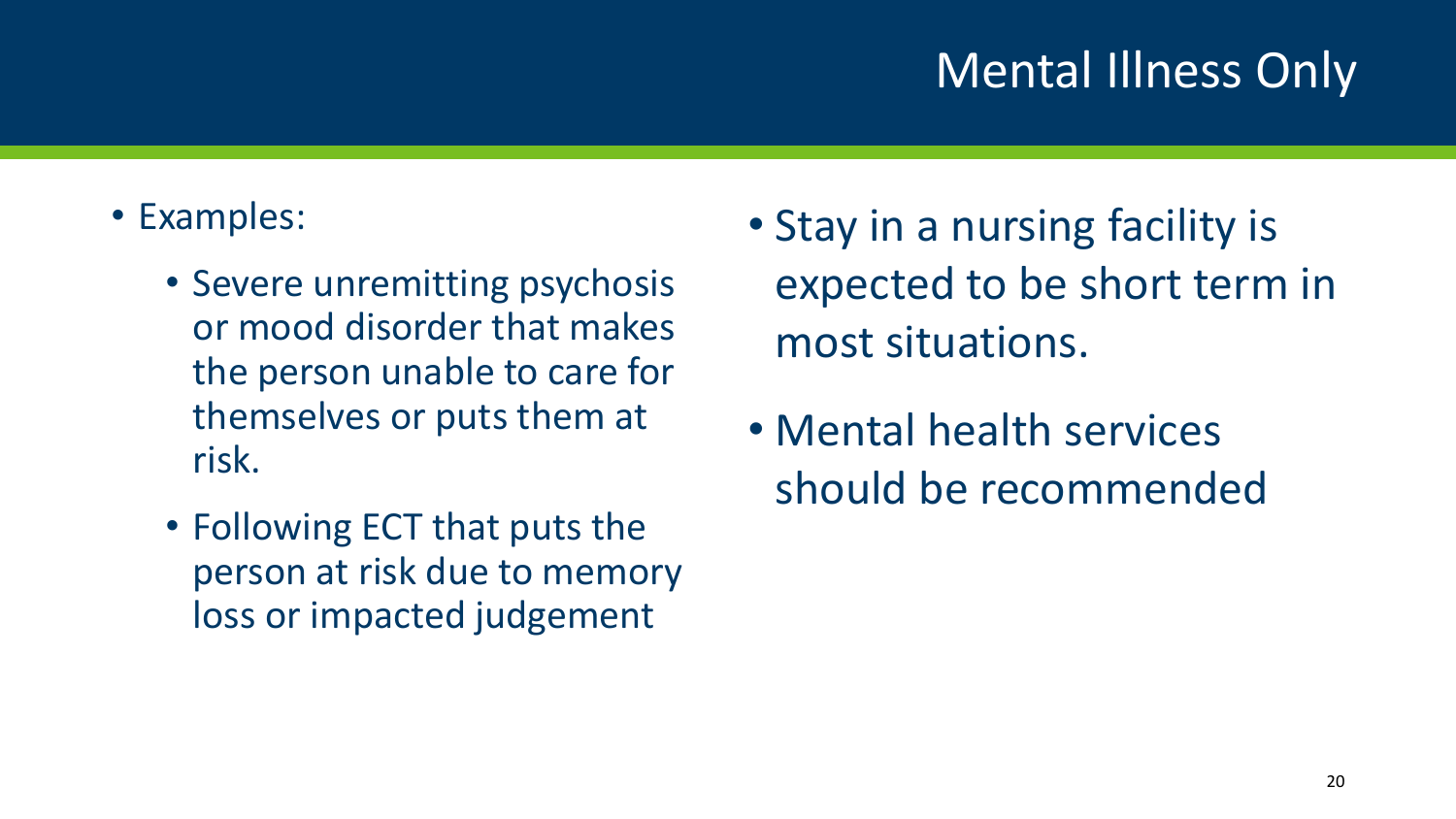# Mental Illness Only

- Examples:
  - Severe unremitting psychosis or mood disorder that makes the person unable to care for themselves or puts them at risk.
  - Following ECT that puts the person at risk due to memory loss or impacted judgement

- Stay in a nursing facility is expected to be short term in most situations.
- Mental health services should be recommended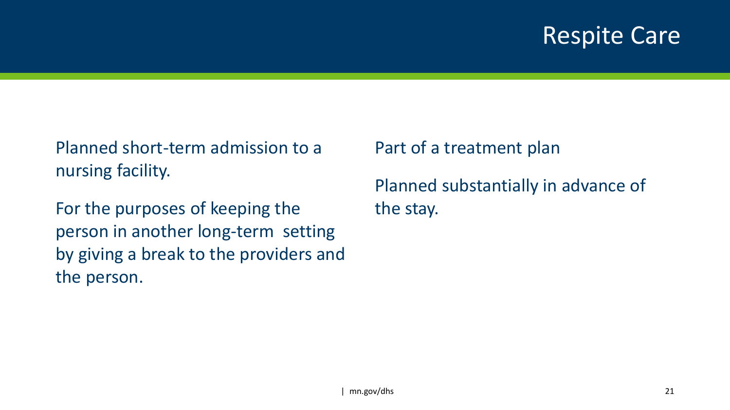# Respite Care

Planned short-term admission to a nursing facility.

For the purposes of keeping the person in another long-term setting by giving a break to the providers and the person.

Part of a treatment plan

Planned substantially in advance of the stay.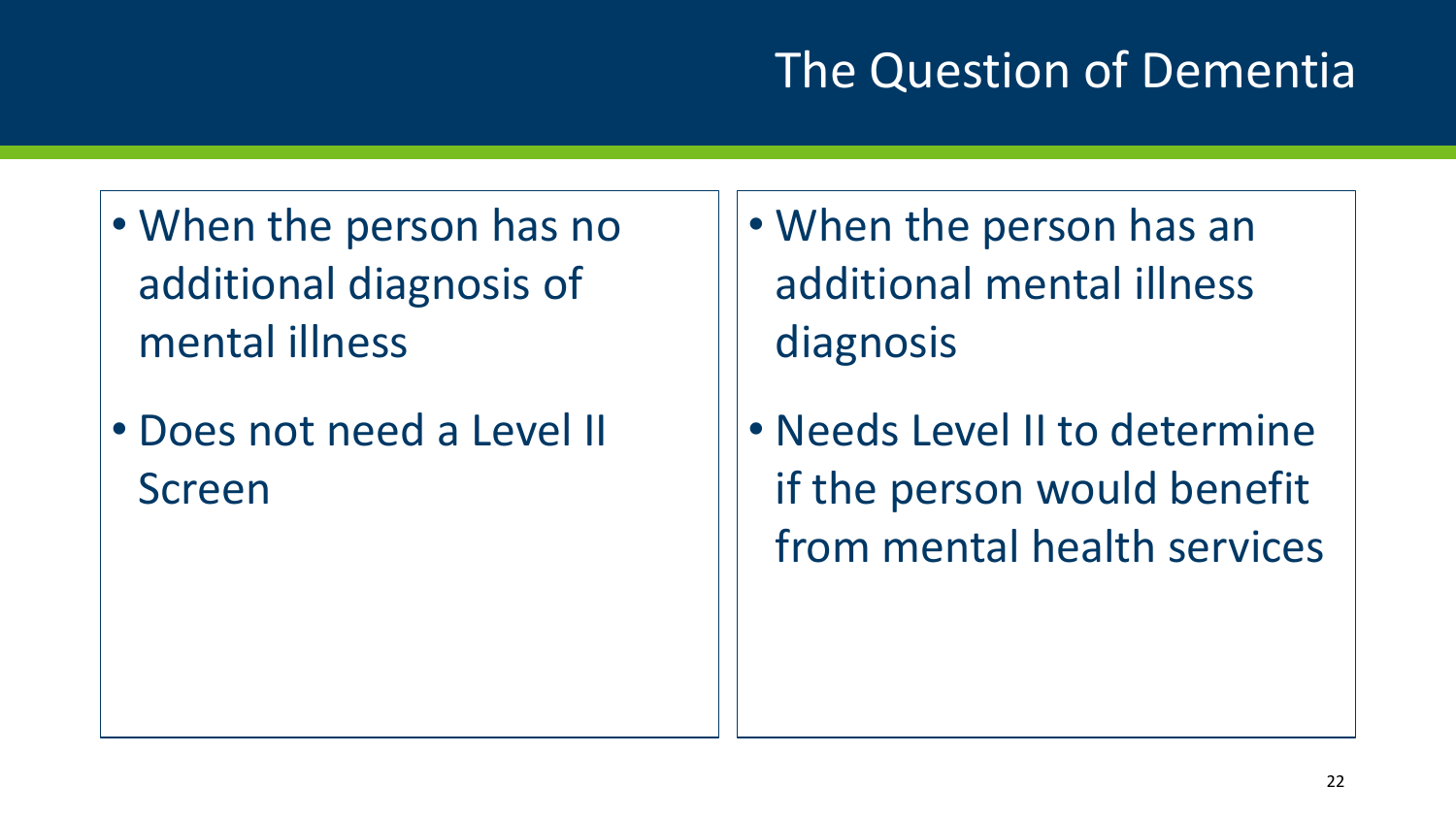# The Question of Dementia

- When the person has no additional diagnosis of mental illness
- Does not need a Level II Screen

- When the person has an additional mental illness diagnosis
- Needs Level II to determine if the person would benefit from mental health services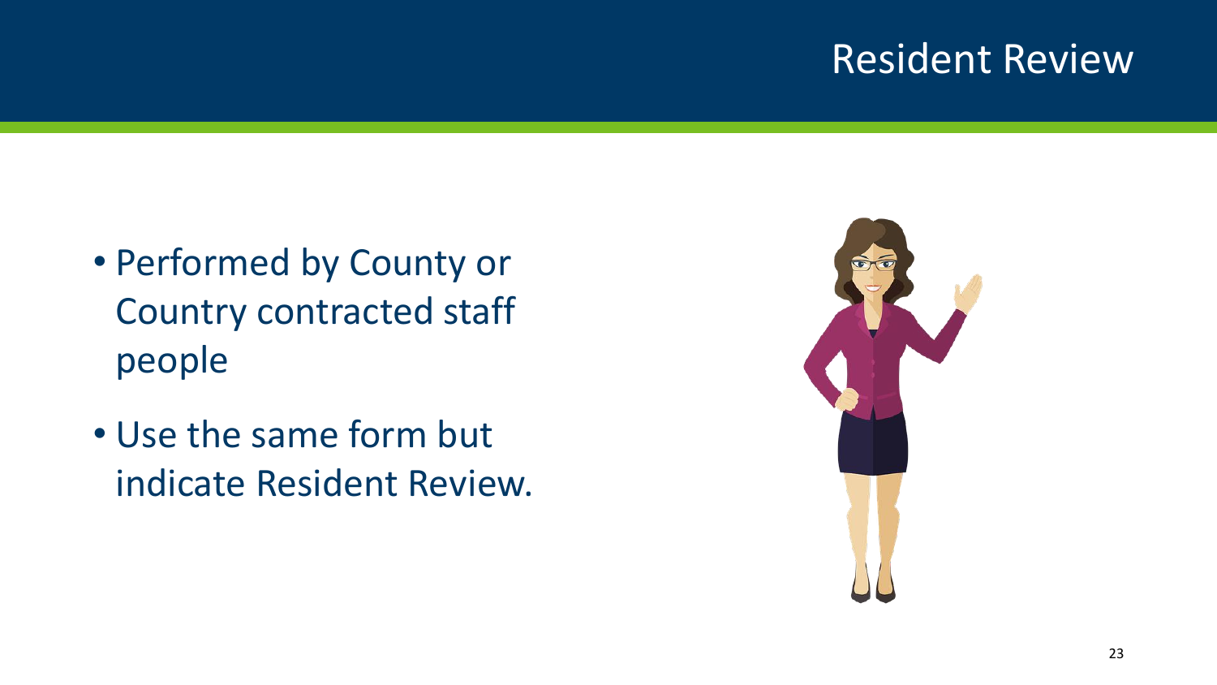# Resident Review

- Performed by County or Country contracted staff people
- Use the same form but indicate Resident Review.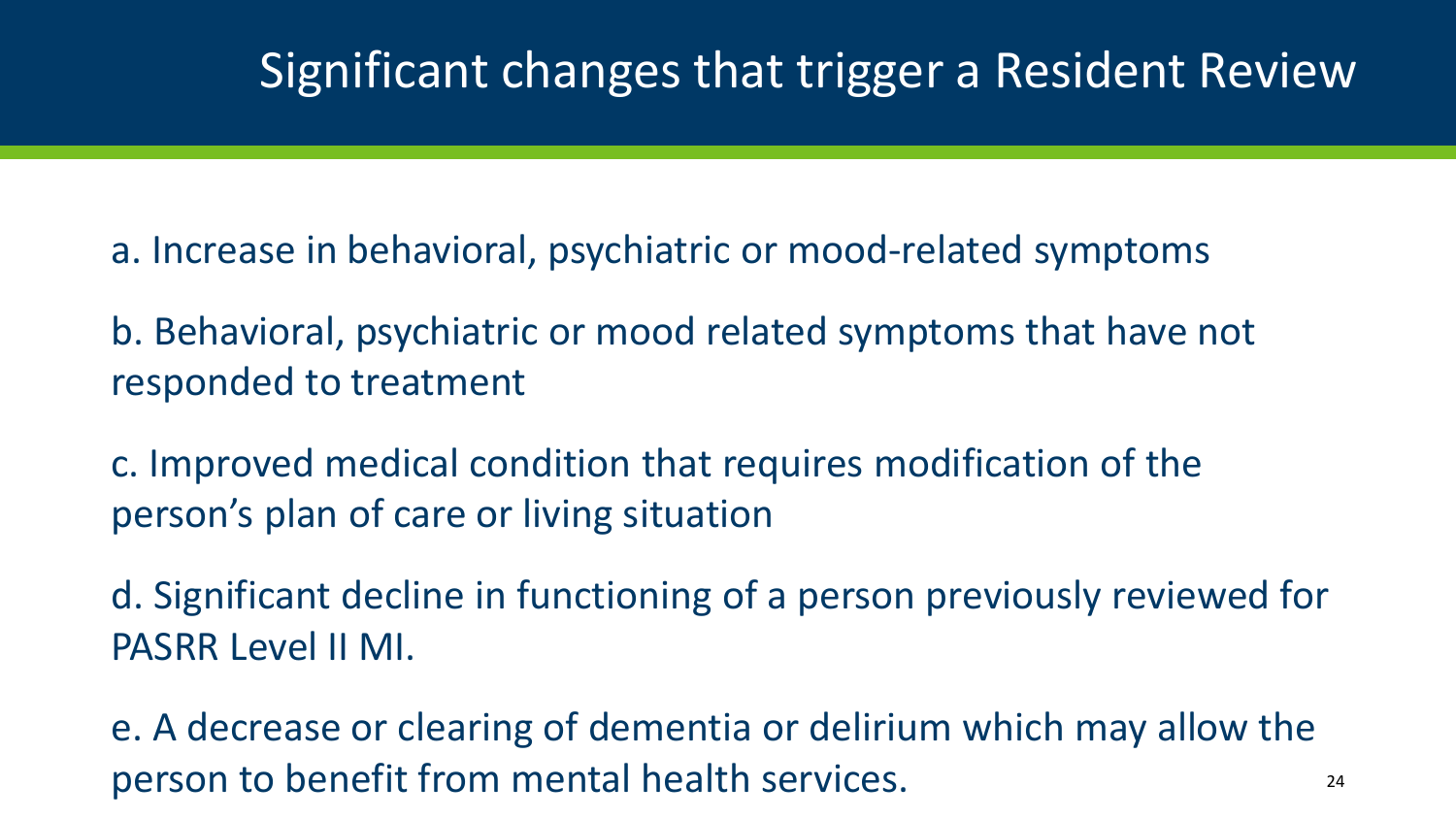# Significant changes that trigger a Resident Review

a. Increase in behavioral, psychiatric or mood-related symptoms

b. Behavioral, psychiatric or mood related symptoms that have not responded to treatment

c. Improved medical condition that requires modification of the person's plan of care or living situation

d. Significant decline in functioning of a person previously reviewed for PASRR Level II MI.

e. A decrease or clearing of dementia or delirium which may allow the person to benefit from mental health services.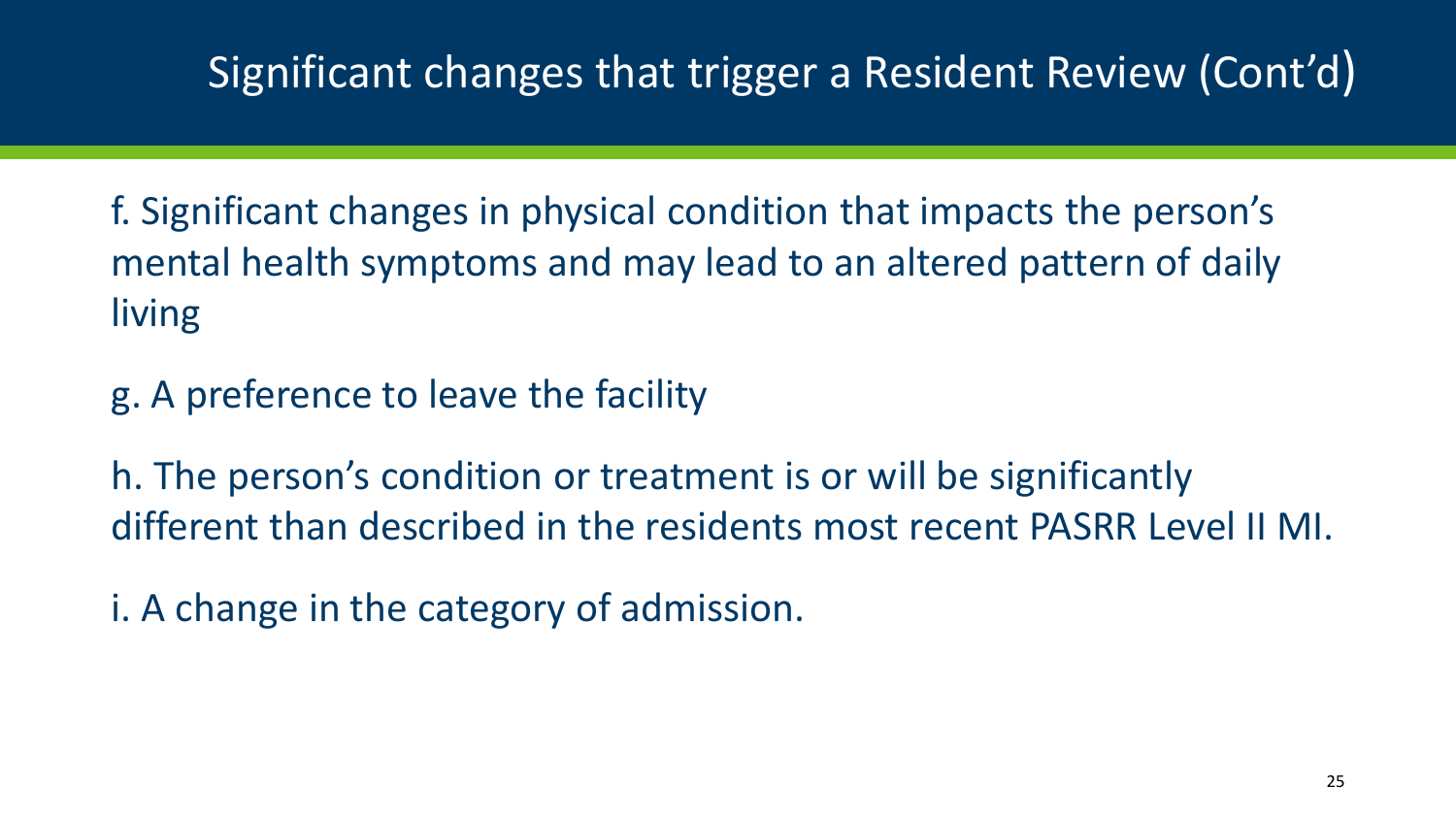# Significant changes that trigger a Resident Review (Cont'd)

f. Significant changes in physical condition that impacts the person's mental health symptoms and may lead to an altered pattern of daily living

g. A preference to leave the facility

h. The person's condition or treatment is or will be significantly different than described in the residents most recent PASRR Level II MI.

i. A change in the category of admission.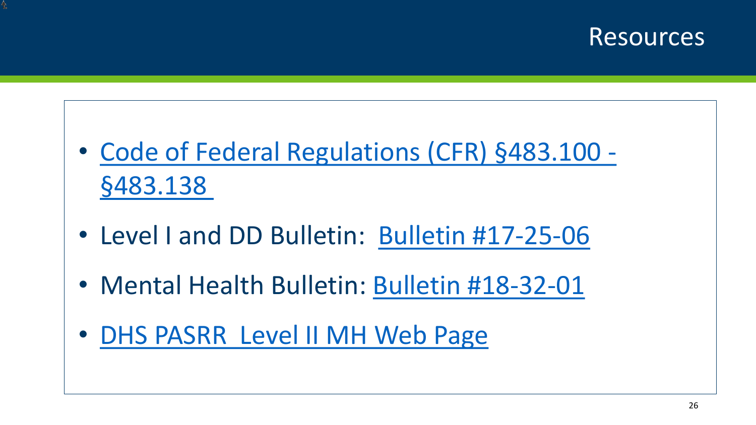# Resources

- Code of Federal Regulations (CFR) §483.100 - §483.138
- Level I and DD Bulletin: Bulletin #17-25-06
- Mental Health Bulletin: Bulletin #18-32-01
- DHS PASRR Level II MH Web Page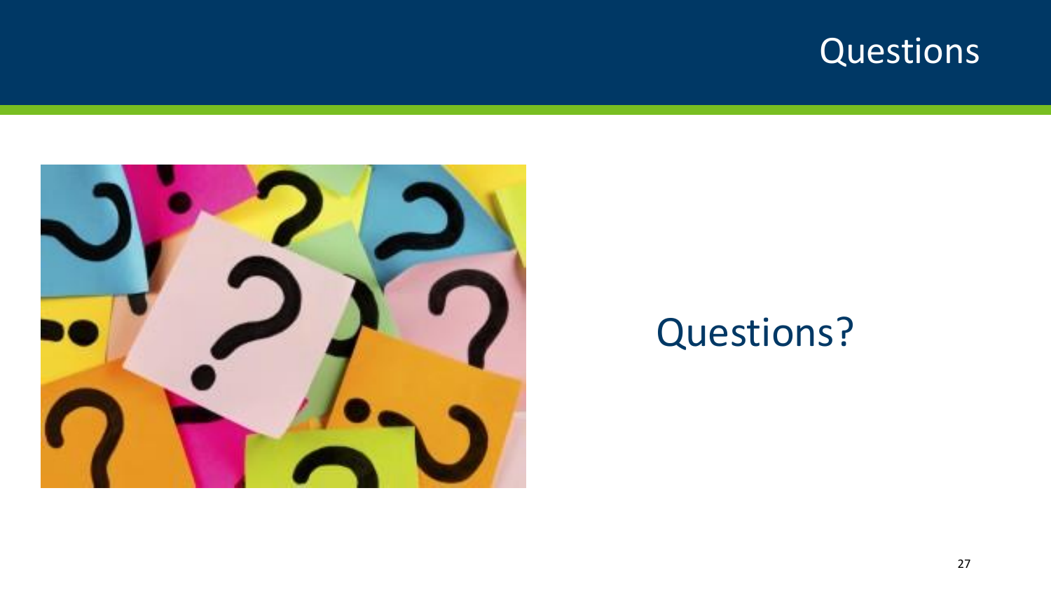# Questions

Questions?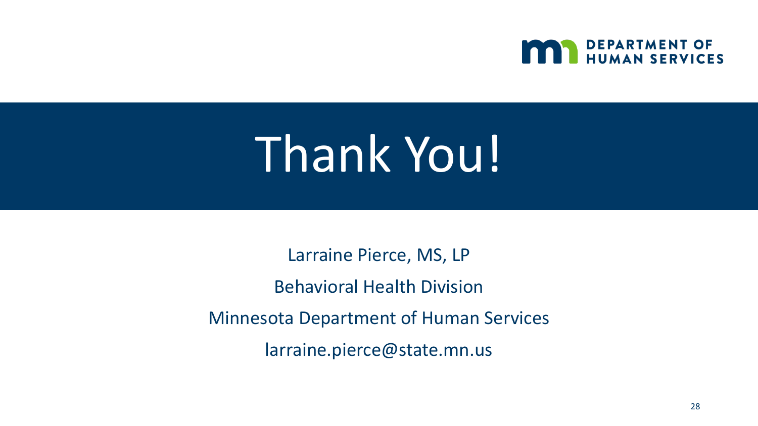# Thank You!

Larraine Pierce, MS, LP

Behavioral Health Division

Minnesota Department of Human Services

larraine.pierce@state.mn.us